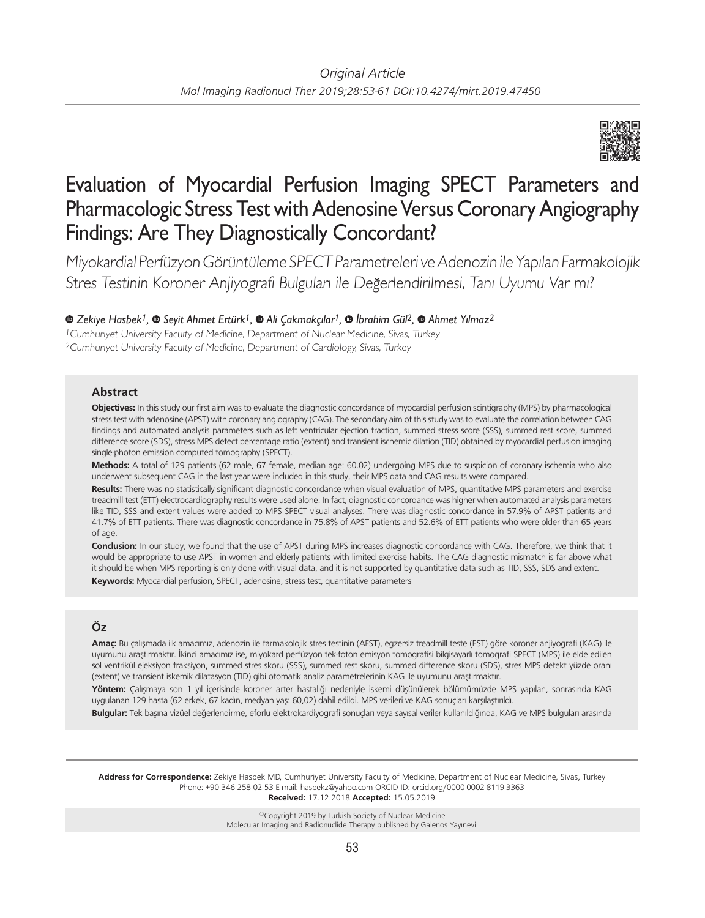Original Article

# Evaluation of Myocardial Perfusion Imaging SPECT Parameters and Pharmacologic Stress Test with Adenosine Versus Coronary Angiography Findings: Are They Diagnostically Concordant?

*Miyokardial Perfüzyon Görüntüleme SPECT Parametreleri ve Adenozin ile Yapılan Farmakolojik Stres Testinin Koroner Anjiyografi Bulguları ile Değerlendirilmesi, Tanı Uyumu Var mı?*

*Zekiye Hasbek[1], Seyit Ahmet Ertürk[1], Ali Çakmakçılar[1], İbrahim Gül[2], Ahmet Yılmaz[2]*

[1]Cumhuriyet University Faculty of Medicine, Department of Nuclear Medicine, Sivas, Turkey
[2]Cumhuriyet University Faculty of Medicine, Department of Cardiology, Sivas, Turkey

## Abstract

**Objectives:** In this study our first aim was to evaluate the diagnostic concordance of myocardial perfusion scintigraphy (MPS) by pharmacological stress test with adenosine (APST) with coronary angiography (CAG). The secondary aim of this study was to evaluate the correlation between CAG findings and automated analysis parameters such as left ventricular ejection fraction, summed stress score (SSS), summed rest score, summed difference score (SDS), stress MPS defect percentage ratio (extent) and transient ischemic dilation (TID) obtained by myocardial perfusion imaging single-photon emission computed tomography (SPECT).

**Methods:** A total of 129 patients (62 male, 67 female, median age: 60.02) undergoing MPS due to suspicion of coronary ischemia who also underwent subsequent CAG in the last year were included in this study, their MPS data and CAG results were compared.

**Results:** There was no statistically significant diagnostic concordance when visual evaluation of MPS, quantitative MPS parameters and exercise treadmill test (ETT) electrocardiography results were used alone. In fact, diagnostic concordance was higher when automated analysis parameters like TID, SSS and extent values were added to MPS SPECT visual analyses. There was diagnostic concordance in 57.9% of APST patients and 41.7% of ETT patients. There was diagnostic concordance in 75.8% of APST patients and 52.6% of ETT patients who were older than 65 years of age.

**Conclusion:** In our study, we found that the use of APST during MPS increases diagnostic concordance with CAG. Therefore, we think that it would be appropriate to use APST in women and elderly patients with limited exercise habits. The CAG diagnostic mismatch is far above what it should be when MPS reporting is only done with visual data, and it is not supported by quantitative data such as TID, SSS, SDS and extent.

**Keywords:** Myocardial perfusion, SPECT, adenosine, stress test, quantitative parameters

## Öz

**Amaç:** Bu çalışmada ilk amacımız, adenozin ile farmakolojik stres testinin (AFST), egzersiz treadmill teste (EST) göre koroner anjiyografi (KAG) ile uyumunu araştırmaktır. İkinci amacımız ise, miyokard perfüzyon tek-foton emisyon tomografisi bilgisayarlı tomografi SPECT (MPS) ile elde edilen sol ventrikül ejeksiyon fraksiyon, summed stres skoru (SSS), summed rest skoru, summed difference skoru (SDS), stres MPS defekt yüzde oranı (extent) ve transient iskemik dilatasyon (TID) gibi otomatik analiz parametrelerinin KAG ile uyumunu araştırmaktır.

**Yöntem:** Çalışmaya son 1 yıl içerisinde koroner arter hastalığı nedeniyle iskemi düşünülerek bölümümüzde MPS yapılan, sonrasında KAG uygulanan 129 hasta (62 erkek, 67 kadın, medyan yaş: 60,02) dahil edildi. MPS verileri ve KAG sonuçları karşılaştırıldı.

**Bulgular:** Tek başına vizüel değerlendirme, eforlu elektrokardiyografi sonuçları veya sayısal veriler kullanıldığında, KAG ve MPS bulguları arasında

**Address for Correspondence:** Zekiye Hasbek MD, Cumhuriyet University Faculty of Medicine, Department of Nuclear Medicine, Sivas, Turkey
Phone: +90 346 258 02 53 E-mail: hasbekz@yahoo.com ORCID ID: orcid.org/0000-0002-8119-3363
**Received:** 17.12.2018 **Accepted:** 15.05.2019

©Copyright 2019 by Turkish Society of Nuclear Medicine
Molecular Imaging and Radionuclide Therapy published by Galenos Yayınevi.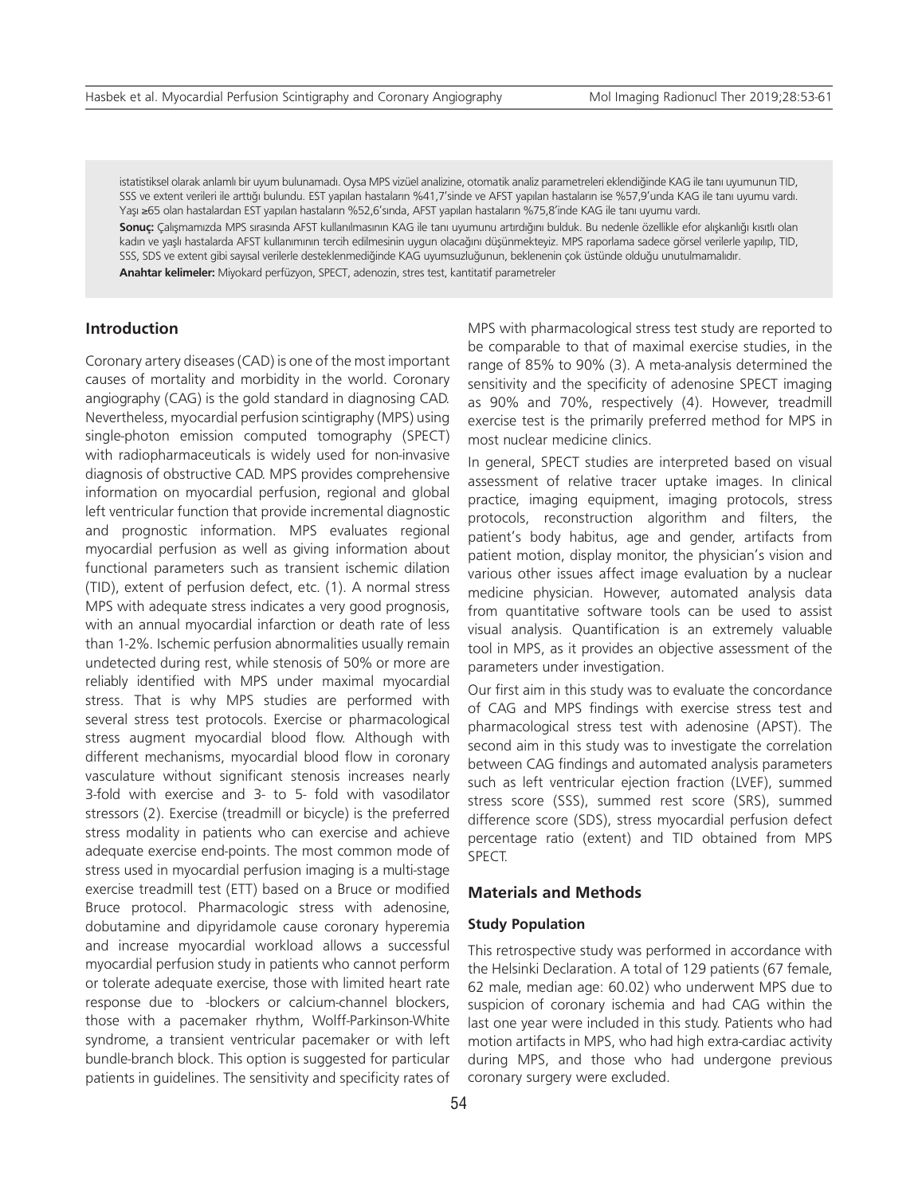istatistiksel olarak anlamlı bir uyum bulunamadı. Oysa MPS vizüel analizine, otomatik analiz parametreleri eklendiğinde KAG ile tanı uyumunun TID, SSS ve extent verileri ile arttığı bulundu. EST yapılan hastaların %41,7'sinde ve AFST yapılan hastaların ise %57,9'unda KAG ile tanı uyumu vardı. Yaşı ≥65 olan hastalardan EST yapılan hastaların %52,6'sında, AFST yapılan hastaların %75,8'inde KAG ile tanı uyumu vardı.

**Sonuç:** Çalışmamızda MPS sırasında AFST kullanılmasının KAG ile tanı uyumunu artırdığını bulduk. Bu nedenle özellikle efor alışkanlığı kısıtlı olan kadın ve yaşlı hastalarda AFST kullanımının tercih edilmesinin uygun olacağını düşünmekteyiz. MPS raporlama sadece görsel verilerle yapılıp, TID, SSS, SDS ve extent gibi sayısal verilerle desteklenmediğinde KAG uyumsuzluğunun, beklenenin çok üstünde olduğu unutulmamalıdır.

**Anahtar kelimeler:** Miyokard perfüzyon, SPECT, adenozin, stres test, kantitatif parametreler

## Introduction

Coronary artery diseases (CAD) is one of the most important causes of mortality and morbidity in the world. Coronary angiography (CAG) is the gold standard in diagnosing CAD. Nevertheless, myocardial perfusion scintigraphy (MPS) using single-photon emission computed tomography (SPECT) with radiopharmaceuticals is widely used for non-invasive diagnosis of obstructive CAD. MPS provides comprehensive information on myocardial perfusion, regional and global left ventricular function that provide incremental diagnostic and prognostic information. MPS evaluates regional myocardial perfusion as well as giving information about functional parameters such as transient ischemic dilation (TID), extent of perfusion defect, etc. (1). A normal stress MPS with adequate stress indicates a very good prognosis, with an annual myocardial infarction or death rate of less than 1-2%. Ischemic perfusion abnormalities usually remain undetected during rest, while stenosis of 50% or more are reliably identified with MPS under maximal myocardial stress. That is why MPS studies are performed with several stress test protocols. Exercise or pharmacological stress augment myocardial blood flow. Although with different mechanisms, myocardial blood flow in coronary vasculature without significant stenosis increases nearly 3-fold with exercise and 3- to 5- fold with vasodilator stressors (2). Exercise (treadmill or bicycle) is the preferred stress modality in patients who can exercise and achieve adequate exercise end-points. The most common mode of stress used in myocardial perfusion imaging is a multi-stage exercise treadmill test (ETT) based on a Bruce or modified Bruce protocol. Pharmacologic stress with adenosine, dobutamine and dipyridamole cause coronary hyperemia and increase myocardial workload allows a successful myocardial perfusion study in patients who cannot perform or tolerate adequate exercise, those with limited heart rate response due to -blockers or calcium-channel blockers, those with a pacemaker rhythm, Wolff-Parkinson-White syndrome, a transient ventricular pacemaker or with left bundle-branch block. This option is suggested for particular patients in guidelines. The sensitivity and specificity rates of MPS with pharmacological stress test study are reported to be comparable to that of maximal exercise studies, in the range of 85% to 90% (3). A meta-analysis determined the sensitivity and the specificity of adenosine SPECT imaging as 90% and 70%, respectively (4). However, treadmill exercise test is the primarily preferred method for MPS in most nuclear medicine clinics.

In general, SPECT studies are interpreted based on visual assessment of relative tracer uptake images. In clinical practice, imaging equipment, imaging protocols, stress protocols, reconstruction algorithm and filters, the patient's body habitus, age and gender, artifacts from patient motion, display monitor, the physician's vision and various other issues affect image evaluation by a nuclear medicine physician. However, automated analysis data from quantitative software tools can be used to assist visual analysis. Quantification is an extremely valuable tool in MPS, as it provides an objective assessment of the parameters under investigation.

Our first aim in this study was to evaluate the concordance of CAG and MPS findings with exercise stress test and pharmacological stress test with adenosine (APST). The second aim in this study was to investigate the correlation between CAG findings and automated analysis parameters such as left ventricular ejection fraction (LVEF), summed stress score (SSS), summed rest score (SRS), summed difference score (SDS), stress myocardial perfusion defect percentage ratio (extent) and TID obtained from MPS SPECT.

## Materials and Methods

### Study Population

This retrospective study was performed in accordance with the Helsinki Declaration. A total of 129 patients (67 female, 62 male, median age: 60.02) who underwent MPS due to suspicion of coronary ischemia and had CAG within the last one year were included in this study. Patients who had motion artifacts in MPS, who had high extra-cardiac activity during MPS, and those who had undergone previous coronary surgery were excluded.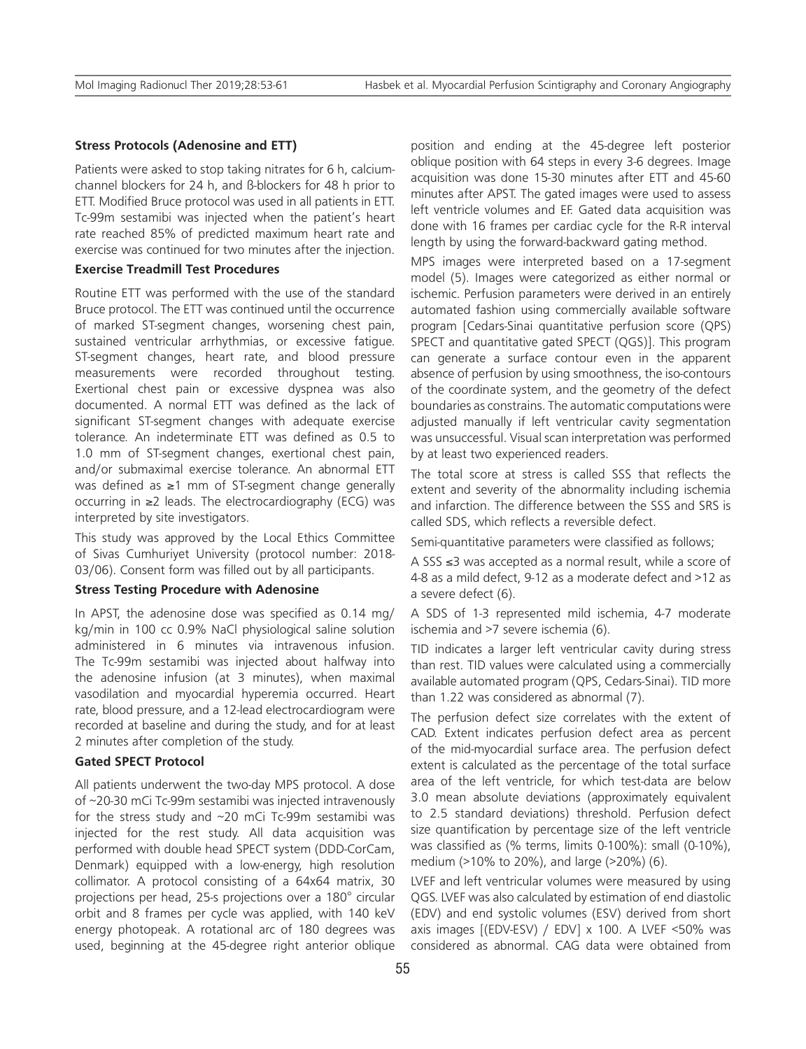### Stress Protocols (Adenosine and ETT)

Patients were asked to stop taking nitrates for 6 h, calcium-channel blockers for 24 h, and ß-blockers for 48 h prior to ETT. Modified Bruce protocol was used in all patients in ETT. Tc-99m sestamibi was injected when the patient's heart rate reached 85% of predicted maximum heart rate and exercise was continued for two minutes after the injection.

### Exercise Treadmill Test Procedures

Routine ETT was performed with the use of the standard Bruce protocol. The ETT was continued until the occurrence of marked ST-segment changes, worsening chest pain, sustained ventricular arrhythmias, or excessive fatigue. ST-segment changes, heart rate, and blood pressure measurements were recorded throughout testing. Exertional chest pain or excessive dyspnea was also documented. A normal ETT was defined as the lack of significant ST-segment changes with adequate exercise tolerance. An indeterminate ETT was defined as 0.5 to 1.0 mm of ST-segment changes, exertional chest pain, and/or submaximal exercise tolerance. An abnormal ETT was defined as ≥1 mm of ST-segment change generally occurring in ≥2 leads. The electrocardiography (ECG) was interpreted by site investigators.

This study was approved by the Local Ethics Committee of Sivas Cumhuriyet University (protocol number: 2018-03/06). Consent form was filled out by all participants.

### Stress Testing Procedure with Adenosine

In APST, the adenosine dose was specified as 0.14 mg/kg/min in 100 cc 0.9% NaCl physiological saline solution administered in 6 minutes via intravenous infusion. The Tc-99m sestamibi was injected about halfway into the adenosine infusion (at 3 minutes), when maximal vasodilation and myocardial hyperemia occurred. Heart rate, blood pressure, and a 12-lead electrocardiogram were recorded at baseline and during the study, and for at least 2 minutes after completion of the study.

### Gated SPECT Protocol

All patients underwent the two-day MPS protocol. A dose of ~20-30 mCi Tc-99m sestamibi was injected intravenously for the stress study and ~20 mCi Tc-99m sestamibi was injected for the rest study. All data acquisition was performed with double head SPECT system (DDD-CorCam, Denmark) equipped with a low-energy, high resolution collimator. A protocol consisting of a 64x64 matrix, 30 projections per head, 25-s projections over a 180° circular orbit and 8 frames per cycle was applied, with 140 keV energy photopeak. A rotational arc of 180 degrees was used, beginning at the 45-degree right anterior oblique position and ending at the 45-degree left posterior oblique position with 64 steps in every 3-6 degrees. Image acquisition was done 15-30 minutes after ETT and 45-60 minutes after APST. The gated images were used to assess left ventricle volumes and EF. Gated data acquisition was done with 16 frames per cardiac cycle for the R-R interval length by using the forward-backward gating method.

MPS images were interpreted based on a 17-segment model (5). Images were categorized as either normal or ischemic. Perfusion parameters were derived in an entirely automated fashion using commercially available software program [Cedars-Sinai quantitative perfusion score (QPS) SPECT and quantitative gated SPECT (QGS)]. This program can generate a surface contour even in the apparent absence of perfusion by using smoothness, the iso-contours of the coordinate system, and the geometry of the defect boundaries as constrains. The automatic computations were adjusted manually if left ventricular cavity segmentation was unsuccessful. Visual scan interpretation was performed by at least two experienced readers.

The total score at stress is called SSS that reflects the extent and severity of the abnormality including ischemia and infarction. The difference between the SSS and SRS is called SDS, which reflects a reversible defect.

Semi-quantitative parameters were classified as follows;

A SSS ≤3 was accepted as a normal result, while a score of 4-8 as a mild defect, 9-12 as a moderate defect and >12 as a severe defect (6).

A SDS of 1-3 represented mild ischemia, 4-7 moderate ischemia and >7 severe ischemia (6).

TID indicates a larger left ventricular cavity during stress than rest. TID values were calculated using a commercially available automated program (QPS, Cedars-Sinai). TID more than 1.22 was considered as abnormal (7).

The perfusion defect size correlates with the extent of CAD. Extent indicates perfusion defect area as percent of the mid-myocardial surface area. The perfusion defect extent is calculated as the percentage of the total surface area of the left ventricle, for which test-data are below 3.0 mean absolute deviations (approximately equivalent to 2.5 standard deviations) threshold. Perfusion defect size quantification by percentage size of the left ventricle was classified as (% terms, limits 0-100%): small (0-10%), medium (>10% to 20%), and large (>20%) (6).

LVEF and left ventricular volumes were measured by using QGS. LVEF was also calculated by estimation of end diastolic (EDV) and end systolic volumes (ESV) derived from short axis images [(EDV-ESV) / EDV] x 100. A LVEF <50% was considered as abnormal. CAG data were obtained from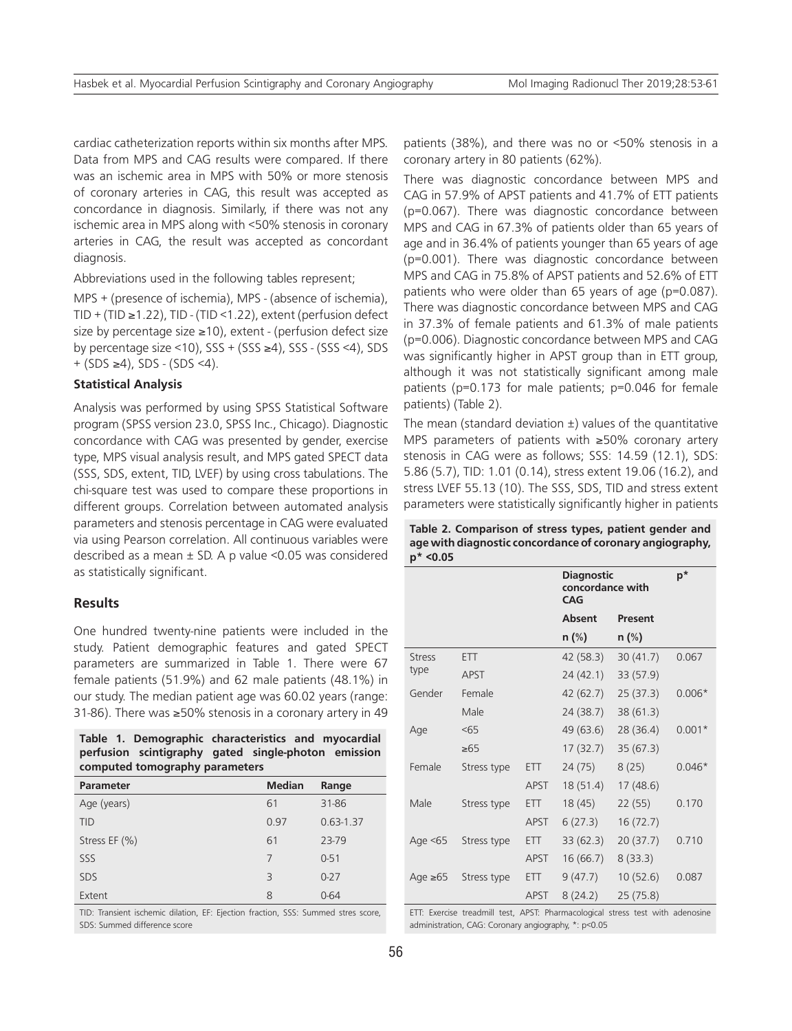cardiac catheterization reports within six months after MPS. Data from MPS and CAG results were compared. If there was an ischemic area in MPS with 50% or more stenosis of coronary arteries in CAG, this result was accepted as concordance in diagnosis. Similarly, if there was not any ischemic area in MPS along with <50% stenosis in coronary arteries in CAG, the result was accepted as concordant diagnosis.

Abbreviations used in the following tables represent;

MPS + (presence of ischemia), MPS - (absence of ischemia), TID + (TID ≥1.22), TID - (TID <1.22), extent (perfusion defect size by percentage size ≥10), extent - (perfusion defect size by percentage size <10), SSS + (SSS ≥4), SSS - (SSS <4), SDS + (SDS ≥4), SDS - (SDS <4).

### Statistical Analysis

Analysis was performed by using SPSS Statistical Software program (SPSS version 23.0, SPSS Inc., Chicago). Diagnostic concordance with CAG was presented by gender, exercise type, MPS visual analysis result, and MPS gated SPECT data (SSS, SDS, extent, TID, LVEF) by using cross tabulations. The chi-square test was used to compare these proportions in different groups. Correlation between automated analysis parameters and stenosis percentage in CAG were evaluated via using Pearson correlation. All continuous variables were described as a mean ± SD. A p value <0.05 was considered as statistically significant.

## Results

One hundred twenty-nine patients were included in the study. Patient demographic features and gated SPECT parameters are summarized in Table 1. There were 67 female patients (51.9%) and 62 male patients (48.1%) in our study. The median patient age was 60.02 years (range: 31-86). There was ≥50% stenosis in a coronary artery in 49 patients (38%), and there was no or <50% stenosis in a coronary artery in 80 patients (62%).

**Table 1. Demographic characteristics and myocardial perfusion scintigraphy gated single-photon emission computed tomography parameters**

| Parameter | Median | Range |
|---|---|---|
| Age (years) | 61 | 31-86 |
| TID | 0.97 | 0.63-1.37 |
| Stress EF (%) | 61 | 23-79 |
| SSS | 7 | 0-51 |
| SDS | 3 | 0-27 |
| Extent | 8 | 0-64 |

TID: Transient ischemic dilation, EF: Ejection fraction, SSS: Summed stres score, SDS: Summed difference score

There was diagnostic concordance between MPS and CAG in 57.9% of APST patients and 41.7% of ETT patients (p=0.067). There was diagnostic concordance between MPS and CAG in 67.3% of patients older than 65 years of age and in 36.4% of patients younger than 65 years of age (p=0.001). There was diagnostic concordance between MPS and CAG in 75.8% of APST patients and 52.6% of ETT patients who were older than 65 years of age (p=0.087). There was diagnostic concordance between MPS and CAG in 37.3% of female patients and 61.3% of male patients (p=0.006). Diagnostic concordance between MPS and CAG was significantly higher in APST group than in ETT group, although it was not statistically significant among male patients (p=0.173 for male patients; p=0.046 for female patients) (Table 2).

The mean (standard deviation ±) values of the quantitative MPS parameters of patients with ≥50% coronary artery stenosis in CAG were as follows; SSS: 14.59 (12.1), SDS: 5.86 (5.7), TID: 1.01 (0.14), stress extent 19.06 (16.2), and stress LVEF 55.13 (10). The SSS, SDS, TID and stress extent parameters were statistically significantly higher in patients

**Table 2. Comparison of stress types, patient gender and age with diagnostic concordance of coronary angiography, p* <0.05**

| | | | Diagnostic concordance with CAG | | p* |
|---|---|---|---|---|---|
| | | | Absent | Present | |
| | | | n (%) | n (%) | |
| Stress type | ETT | | 42 (58.3) | 30 (41.7) | 0.067 |
| | APST | | 24 (42.1) | 33 (57.9) | |
| Gender | Female | | 42 (62.7) | 25 (37.3) | 0.006* |
| | Male | | 24 (38.7) | 38 (61.3) | |
| Age | <65 | | 49 (63.6) | 28 (36.4) | 0.001* |
| | ≥65 | | 17 (32.7) | 35 (67.3) | |
| Female | Stress type | ETT | 24 (75) | 8 (25) | 0.046* |
| | | APST | 18 (51.4) | 17 (48.6) | |
| Male | Stress type | ETT | 18 (45) | 22 (55) | 0.170 |
| | | APST | 6 (27.3) | 16 (72.7) | |
| Age <65 | Stress type | ETT | 33 (62.3) | 20 (37.7) | 0.710 |
| | | APST | 16 (66.7) | 8 (33.3) | |
| Age ≥65 | Stress type | ETT | 9 (47.7) | 10 (52.6) | 0.087 |
| | | APST | 8 (24.2) | 25 (75.8) | |

ETT: Exercise treadmill test, APST: Pharmacological stress test with adenosine administration, CAG: Coronary angiography, *: p<0.05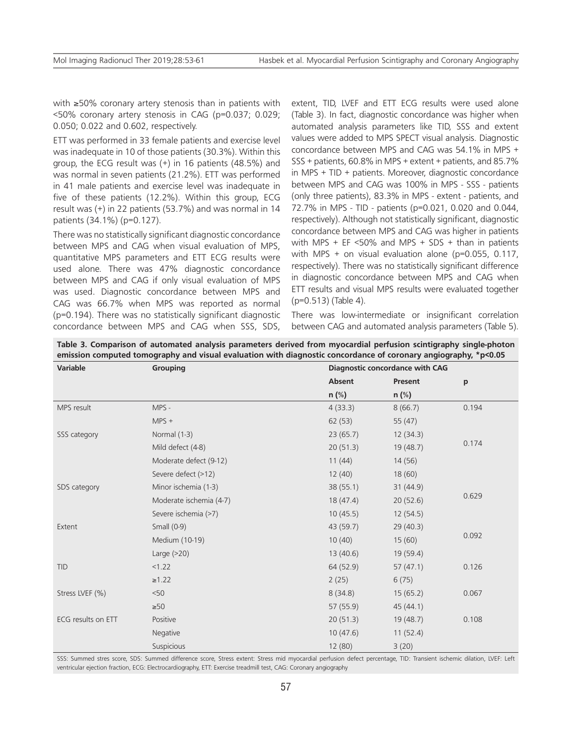with ≥50% coronary artery stenosis than in patients with <50% coronary artery stenosis in CAG (p=0.037; 0.029; 0.050; 0.022 and 0.602, respectively).

ETT was performed in 33 female patients and exercise level was inadequate in 10 of those patients (30.3%). Within this group, the ECG result was (+) in 16 patients (48.5%) and was normal in seven patients (21.2%). ETT was performed in 41 male patients and exercise level was inadequate in five of these patients (12.2%). Within this group, ECG result was (+) in 22 patients (53.7%) and was normal in 14 patients (34.1%) (p=0.127).

There was no statistically significant diagnostic concordance between MPS and CAG when visual evaluation of MPS, quantitative MPS parameters and ETT ECG results were used alone. There was 47% diagnostic concordance between MPS and CAG if only visual evaluation of MPS was used. Diagnostic concordance between MPS and CAG was 66.7% when MPS was reported as normal (p=0.194). There was no statistically significant diagnostic concordance between MPS and CAG when SSS, SDS, extent, TID, LVEF and ETT ECG results were used alone (Table 3). In fact, diagnostic concordance was higher when automated analysis parameters like TID, SSS and extent values were added to MPS SPECT visual analysis. Diagnostic concordance between MPS and CAG was 54.1% in MPS + SSS + patients, 60.8% in MPS + extent + patients, and 85.7% in MPS + TID + patients. Moreover, diagnostic concordance between MPS and CAG was 100% in MPS - SSS - patients (only three patients), 83.3% in MPS - extent - patients, and 72.7% in MPS - TID - patients (p=0.021, 0.020 and 0.044, respectively). Although not statistically significant, diagnostic concordance between MPS and CAG was higher in patients with MPS + EF <50% and MPS + SDS + than in patients with MPS + on visual evaluation alone (p=0.055, 0.117, respectively). There was no statistically significant difference in diagnostic concordance between MPS and CAG when ETT results and visual MPS results were evaluated together (p=0.513) (Table 4).

There was low-intermediate or insignificant correlation between CAG and automated analysis parameters (Table 5).

**Table 3. Comparison of automated analysis parameters derived from myocardial perfusion scintigraphy single-photon emission computed tomography and visual evaluation with diagnostic concordance of coronary angiography, *p<0.05**

| Variable | Grouping | Diagnostic concordance with CAG | | |
|---|---|---|---|---|
| | | Absent | Present | p |
| | | n (%) | n (%) | |
| MPS result | MPS - | 4 (33.3) | 8 (66.7) | 0.194 |
| | MPS + | 62 (53) | 55 (47) | |
| SSS category | Normal (1-3) | 23 (65.7) | 12 (34.3) | 0.174 |
| | Mild defect (4-8) | 20 (51.3) | 19 (48.7) | |
| | Moderate defect (9-12) | 11 (44) | 14 (56) | |
| | Severe defect (>12) | 12 (40) | 18 (60) | |
| SDS category | Minor ischemia (1-3) | 38 (55.1) | 31 (44.9) | 0.629 |
| | Moderate ischemia (4-7) | 18 (47.4) | 20 (52.6) | |
| | Severe ischemia (>7) | 10 (45.5) | 12 (54.5) | |
| Extent | Small (0-9) | 43 (59.7) | 29 (40.3) | 0.092 |
| | Medium (10-19) | 10 (40) | 15 (60) | |
| | Large (>20) | 13 (40.6) | 19 (59.4) | |
| TID | <1.22 | 64 (52.9) | 57 (47.1) | 0.126 |
| | ≥1.22 | 2 (25) | 6 (75) | |
| Stress LVEF (%) | <50 | 8 (34.8) | 15 (65.2) | 0.067 |
| | ≥50 | 57 (55.9) | 45 (44.1) | |
| ECG results on ETT | Positive | 20 (51.3) | 19 (48.7) | 0.108 |
| | Negative | 10 (47.6) | 11 (52.4) | |
| | Suspicious | 12 (80) | 3 (20) | |

SSS: Summed stres score, SDS: Summed difference score, Stress extent: Stress mid myocardial perfusion defect percentage, TID: Transient ischemic dilation, LVEF: Left ventricular ejection fraction, ECG: Electrocardiography, ETT: Exercise treadmill test, CAG: Coronary angiography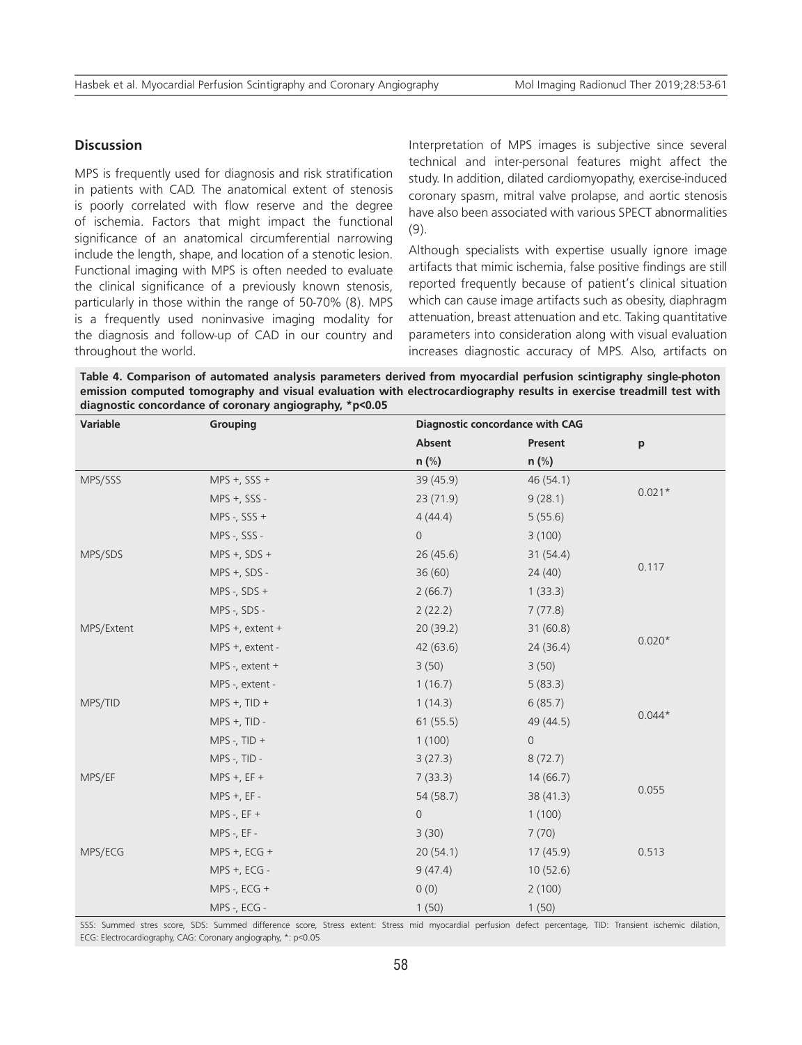## Discussion

MPS is frequently used for diagnosis and risk stratification in patients with CAD. The anatomical extent of stenosis is poorly correlated with flow reserve and the degree of ischemia. Factors that might impact the functional significance of an anatomical circumferential narrowing include the length, shape, and location of a stenotic lesion. Functional imaging with MPS is often needed to evaluate the clinical significance of a previously known stenosis, particularly in those within the range of 50-70% (8). MPS is a frequently used noninvasive imaging modality for the diagnosis and follow-up of CAD in our country and throughout the world.

Interpretation of MPS images is subjective since several technical and inter-personal features might affect the study. In addition, dilated cardiomyopathy, exercise-induced coronary spasm, mitral valve prolapse, and aortic stenosis have also been associated with various SPECT abnormalities (9).

Although specialists with expertise usually ignore image artifacts that mimic ischemia, false positive findings are still reported frequently because of patient's clinical situation which can cause image artifacts such as obesity, diaphragm attenuation, breast attenuation and etc. Taking quantitative parameters into consideration along with visual evaluation increases diagnostic accuracy of MPS. Also, artifacts on

**Table 4. Comparison of automated analysis parameters derived from myocardial perfusion scintigraphy single-photon emission computed tomography and visual evaluation with electrocardiography results in exercise treadmill test with diagnostic concordance of coronary angiography, *p<0.05**

| Variable | Grouping | Diagnostic concordance with CAG | | |
|---|---|---|---|---|
| | | Absent | Present | p |
| | | n (%) | n (%) | |
| MPS/SSS | MPS +, SSS + | 39 (45.9) | 46 (54.1) | 0.021* |
| | MPS +, SSS - | 23 (71.9) | 9 (28.1) | |
| | MPS -, SSS + | 4 (44.4) | 5 (55.6) | |
| | MPS -, SSS - | 0 | 3 (100) | |
| MPS/SDS | MPS +, SDS + | 26 (45.6) | 31 (54.4) | 0.117 |
| | MPS +, SDS - | 36 (60) | 24 (40) | |
| | MPS -, SDS + | 2 (66.7) | 1 (33.3) | |
| | MPS -, SDS - | 2 (22.2) | 7 (77.8) | |
| MPS/Extent | MPS +, extent + | 20 (39.2) | 31 (60.8) | 0.020* |
| | MPS +, extent - | 42 (63.6) | 24 (36.4) | |
| | MPS -, extent + | 3 (50) | 3 (50) | |
| | MPS -, extent - | 1 (16.7) | 5 (83.3) | |
| MPS/TID | MPS +, TID + | 1 (14.3) | 6 (85.7) | 0.044* |
| | MPS +, TID - | 61 (55.5) | 49 (44.5) | |
| | MPS -, TID + | 1 (100) | 0 | |
| | MPS -, TID - | 3 (27.3) | 8 (72.7) | |
| MPS/EF | MPS +, EF + | 7 (33.3) | 14 (66.7) | 0.055 |
| | MPS +, EF - | 54 (58.7) | 38 (41.3) | |
| | MPS -, EF + | 0 | 1 (100) | |
| | MPS -, EF - | 3 (30) | 7 (70) | |
| MPS/ECG | MPS +, ECG + | 20 (54.1) | 17 (45.9) | 0.513 |
| | MPS +, ECG - | 9 (47.4) | 10 (52.6) | |
| | MPS -, ECG + | 0 (0) | 2 (100) | |
| | MPS -, ECG - | 1 (50) | 1 (50) | |

SSS: Summed stres score, SDS: Summed difference score, Stress extent: Stress mid myocardial perfusion defect percentage, TID: Transient ischemic dilation, ECG: Electrocardiography, CAG: Coronary angiography, *: p<0.05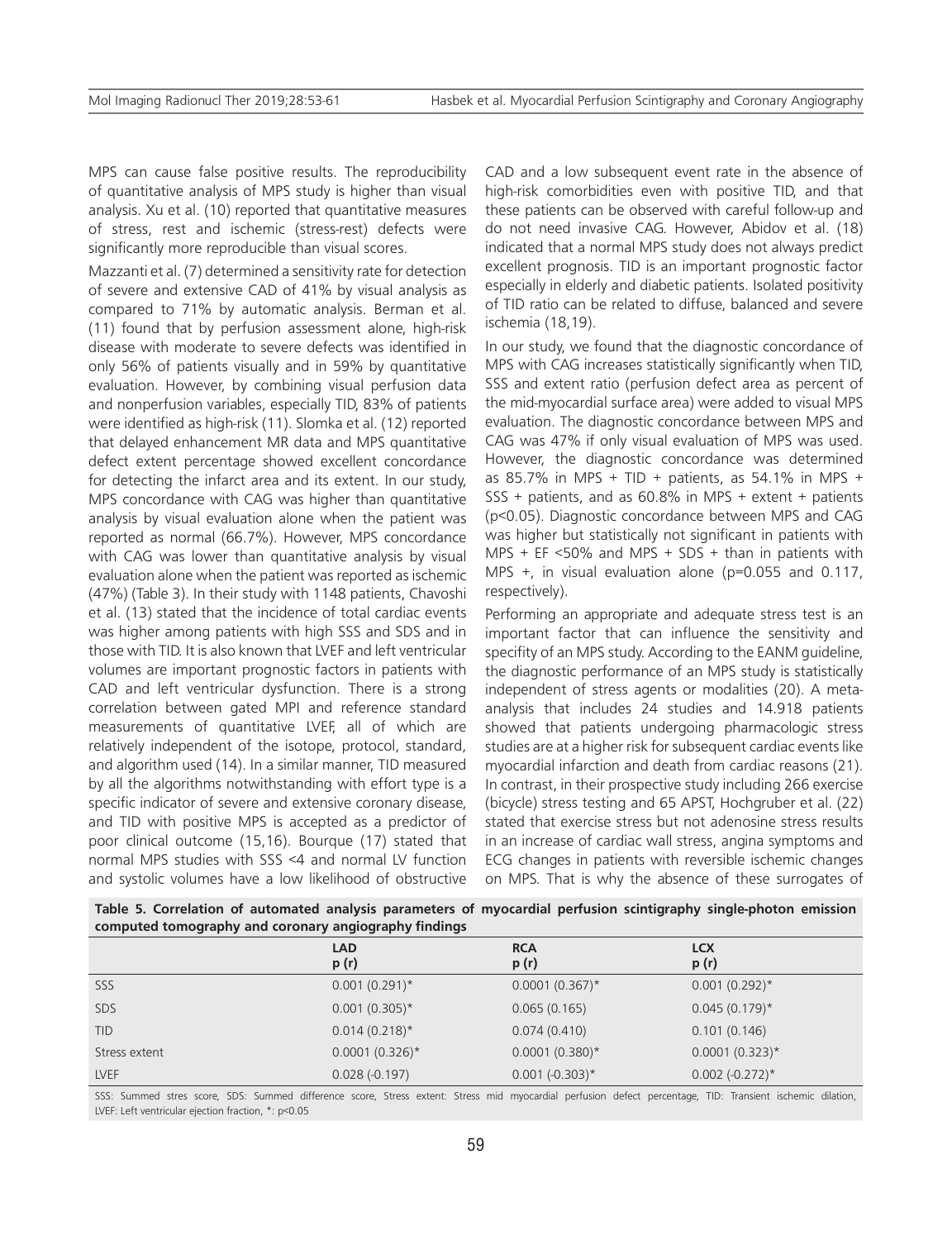MPS can cause false positive results. The reproducibility of quantitative analysis of MPS study is higher than visual analysis. Xu et al. (10) reported that quantitative measures of stress, rest and ischemic (stress-rest) defects were significantly more reproducible than visual scores.

Mazzanti et al. (7) determined a sensitivity rate for detection of severe and extensive CAD of 41% by visual analysis as compared to 71% by automatic analysis. Berman et al. (11) found that by perfusion assessment alone, high-risk disease with moderate to severe defects was identified in only 56% of patients visually and in 59% by quantitative evaluation. However, by combining visual perfusion data and nonperfusion variables, especially TID, 83% of patients were identified as high-risk (11). Slomka et al. (12) reported that delayed enhancement MR data and MPS quantitative defect extent percentage showed excellent concordance for detecting the infarct area and its extent. In our study, MPS concordance with CAG was higher than quantitative analysis by visual evaluation alone when the patient was reported as normal (66.7%). However, MPS concordance with CAG was lower than quantitative analysis by visual evaluation alone when the patient was reported as ischemic (47%) (Table 3). In their study with 1148 patients, Chavoshi et al. (13) stated that the incidence of total cardiac events was higher among patients with high SSS and SDS and in those with TID. It is also known that LVEF and left ventricular volumes are important prognostic factors in patients with CAD and left ventricular dysfunction. There is a strong correlation between gated MPI and reference standard measurements of quantitative LVEF, all of which are relatively independent of the isotope, protocol, standard, and algorithm used (14). In a similar manner, TID measured by all the algorithms notwithstanding with effort type is a specific indicator of severe and extensive coronary disease, and TID with positive MPS is accepted as a predictor of poor clinical outcome (15,16). Bourque (17) stated that normal MPS studies with SSS <4 and normal LV function and systolic volumes have a low likelihood of obstructive CAD and a low subsequent event rate in the absence of high-risk comorbidities even with positive TID, and that these patients can be observed with careful follow-up and do not need invasive CAG. However, Abidov et al. (18) indicated that a normal MPS study does not always predict excellent prognosis. TID is an important prognostic factor especially in elderly and diabetic patients. Isolated positivity of TID ratio can be related to diffuse, balanced and severe ischemia (18,19).

In our study, we found that the diagnostic concordance of MPS with CAG increases statistically significantly when TID, SSS and extent ratio (perfusion defect area as percent of the mid-myocardial surface area) were added to visual MPS evaluation. The diagnostic concordance between MPS and CAG was 47% if only visual evaluation of MPS was used. However, the diagnostic concordance was determined as 85.7% in MPS + TID + patients, as 54.1% in MPS + SSS + patients, and as 60.8% in MPS + extent + patients ($p<0.05$). Diagnostic concordance between MPS and CAG was higher but statistically not significant in patients with MPS + EF <50% and MPS + SDS + than in patients with MPS +, in visual evaluation alone ($p=0.055$ and 0.117, respectively).

Performing an appropriate and adequate stress test is an important factor that can influence the sensitivity and specifity of an MPS study. According to the EANM guideline, the diagnostic performance of an MPS study is statistically independent of stress agents or modalities (20). A meta-analysis that includes 24 studies and 14.918 patients showed that patients undergoing pharmacologic stress studies are at a higher risk for subsequent cardiac events like myocardial infarction and death from cardiac reasons (21). In contrast, in their prospective study including 266 exercise (bicycle) stress testing and 65 APST, Hochgruber et al. (22) stated that exercise stress but not adenosine stress results in an increase of cardiac wall stress, angina symptoms and ECG changes in patients with reversible ischemic changes on MPS. That is why the absence of these surrogates of

**Table 5. Correlation of automated analysis parameters of myocardial perfusion scintigraphy single-photon emission computed tomography and coronary angiography findings**

| | LAD p (r) | RCA p (r) | LCX p (r) |
|---|---|---|---|
| SSS | 0.001 (0.291)* | 0.0001 (0.367)* | 0.001 (0.292)* |
| SDS | 0.001 (0.305)* | 0.065 (0.165) | 0.045 (0.179)* |
| TID | 0.014 (0.218)* | 0.074 (0.410) | 0.101 (0.146) |
| Stress extent | 0.0001 (0.326)* | 0.0001 (0.380)* | 0.0001 (0.323)* |
| LVEF | 0.028 (-0.197) | 0.001 (-0.303)* | 0.002 (-0.272)* |

SSS: Summed stres score, SDS: Summed difference score, Stress extent: Stress mid myocardial perfusion defect percentage, TID: Transient ischemic dilation, LVEF: Left ventricular ejection fraction, *: $p<0.05$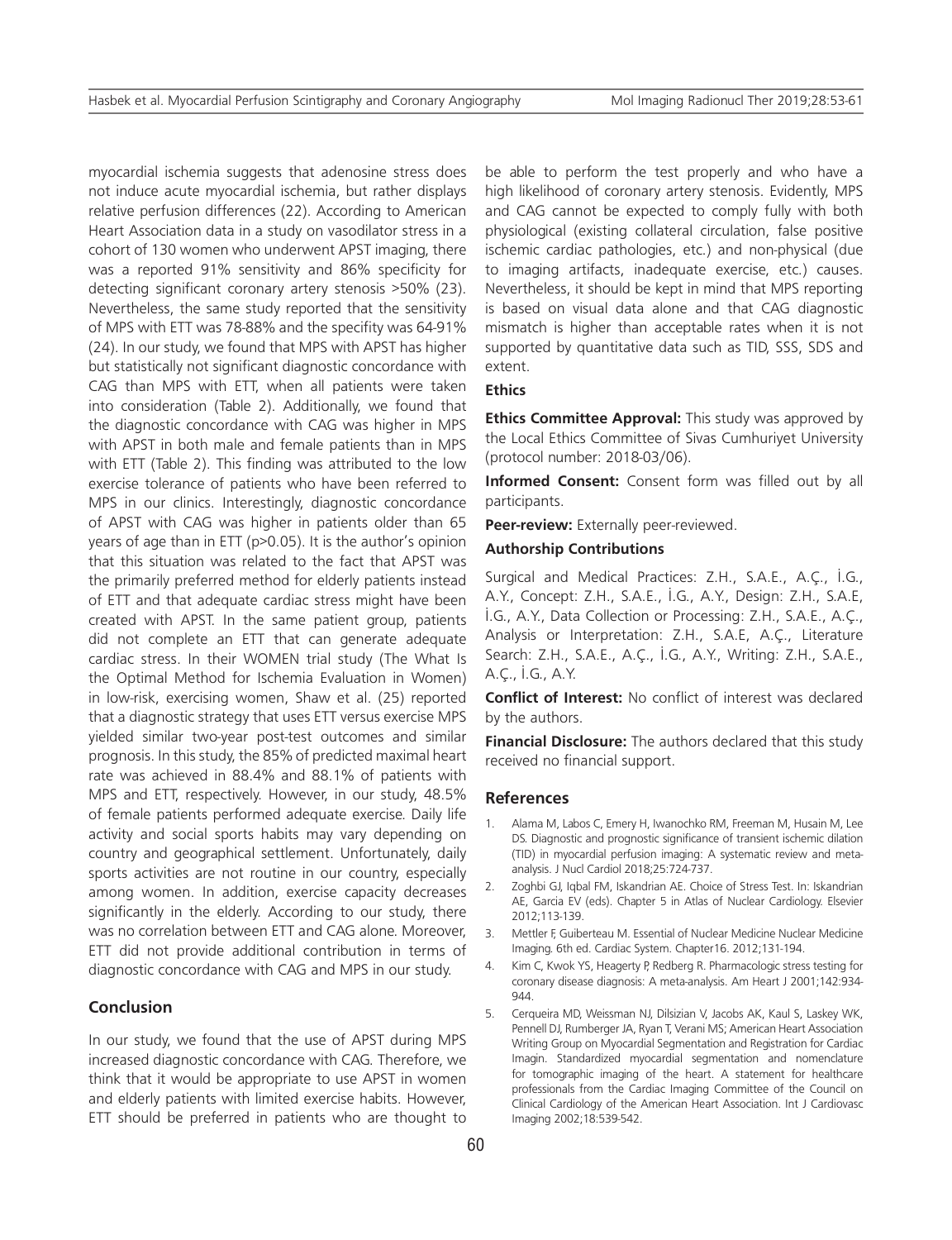myocardial ischemia suggests that adenosine stress does not induce acute myocardial ischemia, but rather displays relative perfusion differences (22). According to American Heart Association data in a study on vasodilator stress in a cohort of 130 women who underwent APST imaging, there was a reported 91% sensitivity and 86% specificity for detecting significant coronary artery stenosis >50% (23). Nevertheless, the same study reported that the sensitivity of MPS with ETT was 78-88% and the specifity was 64-91% (24). In our study, we found that MPS with APST has higher but statistically not significant diagnostic concordance with CAG than MPS with ETT, when all patients were taken into consideration (Table 2). Additionally, we found that the diagnostic concordance with CAG was higher in MPS with APST in both male and female patients than in MPS with ETT (Table 2). This finding was attributed to the low exercise tolerance of patients who have been referred to MPS in our clinics. Interestingly, diagnostic concordance of APST with CAG was higher in patients older than 65 years of age than in ETT (p>0.05). It is the author's opinion that this situation was related to the fact that APST was the primarily preferred method for elderly patients instead of ETT and that adequate cardiac stress might have been created with APST. In the same patient group, patients did not complete an ETT that can generate adequate cardiac stress. In their WOMEN trial study (The What Is the Optimal Method for Ischemia Evaluation in Women) in low-risk, exercising women, Shaw et al. (25) reported that a diagnostic strategy that uses ETT versus exercise MPS yielded similar two-year post-test outcomes and similar prognosis. In this study, the 85% of predicted maximal heart rate was achieved in 88.4% and 88.1% of patients with MPS and ETT, respectively. However, in our study, 48.5% of female patients performed adequate exercise. Daily life activity and social sports habits may vary depending on country and geographical settlement. Unfortunately, daily sports activities are not routine in our country, especially among women. In addition, exercise capacity decreases significantly in the elderly. According to our study, there was no correlation between ETT and CAG alone. Moreover, ETT did not provide additional contribution in terms of diagnostic concordance with CAG and MPS in our study.

## Conclusion

In our study, we found that the use of APST during MPS increased diagnostic concordance with CAG. Therefore, we think that it would be appropriate to use APST in women and elderly patients with limited exercise habits. However, ETT should be preferred in patients who are thought to be able to perform the test properly and who have a high likelihood of coronary artery stenosis. Evidently, MPS and CAG cannot be expected to comply fully with both physiological (existing collateral circulation, false positive ischemic cardiac pathologies, etc.) and non-physical (due to imaging artifacts, inadequate exercise, etc.) causes. Nevertheless, it should be kept in mind that MPS reporting is based on visual data alone and that CAG diagnostic mismatch is higher than acceptable rates when it is not supported by quantitative data such as TID, SSS, SDS and extent.

### Ethics

**Ethics Committee Approval:** This study was approved by the Local Ethics Committee of Sivas Cumhuriyet University (protocol number: 2018-03/06).

**Informed Consent:** Consent form was filled out by all participants.

**Peer-review:** Externally peer-reviewed.

### Authorship Contributions

Surgical and Medical Practices: Z.H., S.A.E., A.Ç., İ.G., A.Y., Concept: Z.H., S.A.E., İ.G., A.Y., Design: Z.H., S.A.E, İ.G., A.Y., Data Collection or Processing: Z.H., S.A.E., A.Ç., Analysis or Interpretation: Z.H., S.A.E, A.Ç., Literature Search: Z.H., S.A.E., A.Ç., İ.G., A.Y., Writing: Z.H., S.A.E., A.Ç., İ.G., A.Y.

**Conflict of Interest:** No conflict of interest was declared by the authors.

**Financial Disclosure:** The authors declared that this study received no financial support.

## References

1. Alama M, Labos C, Emery H, Iwanochko RM, Freeman M, Husain M, Lee DS. Diagnostic and prognostic significance of transient ischemic dilation (TID) in myocardial perfusion imaging: A systematic review and meta-analysis. J Nucl Cardiol 2018;25:724-737.
2. Zoghbi GJ, Iqbal FM, Iskandrian AE. Choice of Stress Test. In: Iskandrian AE, Garcia EV (eds). Chapter 5 in Atlas of Nuclear Cardiology. Elsevier 2012;113-139.
3. Mettler F, Guiberteau M. Essential of Nuclear Medicine Nuclear Medicine Imaging. 6th ed. Cardiac System. Chapter16. 2012;131-194.
4. Kim C, Kwok YS, Heagerty P, Redberg R. Pharmacologic stress testing for coronary disease diagnosis: A meta-analysis. Am Heart J 2001;142:934-944.
5. Cerqueira MD, Weissman NJ, Dilsizian V, Jacobs AK, Kaul S, Laskey WK, Pennell DJ, Rumberger JA, Ryan T, Verani MS; American Heart Association Writing Group on Myocardial Segmentation and Registration for Cardiac Imagin. Standardized myocardial segmentation and nomenclature for tomographic imaging of the heart. A statement for healthcare professionals from the Cardiac Imaging Committee of the Council on Clinical Cardiology of the American Heart Association. Int J Cardiovasc Imaging 2002;18:539-542.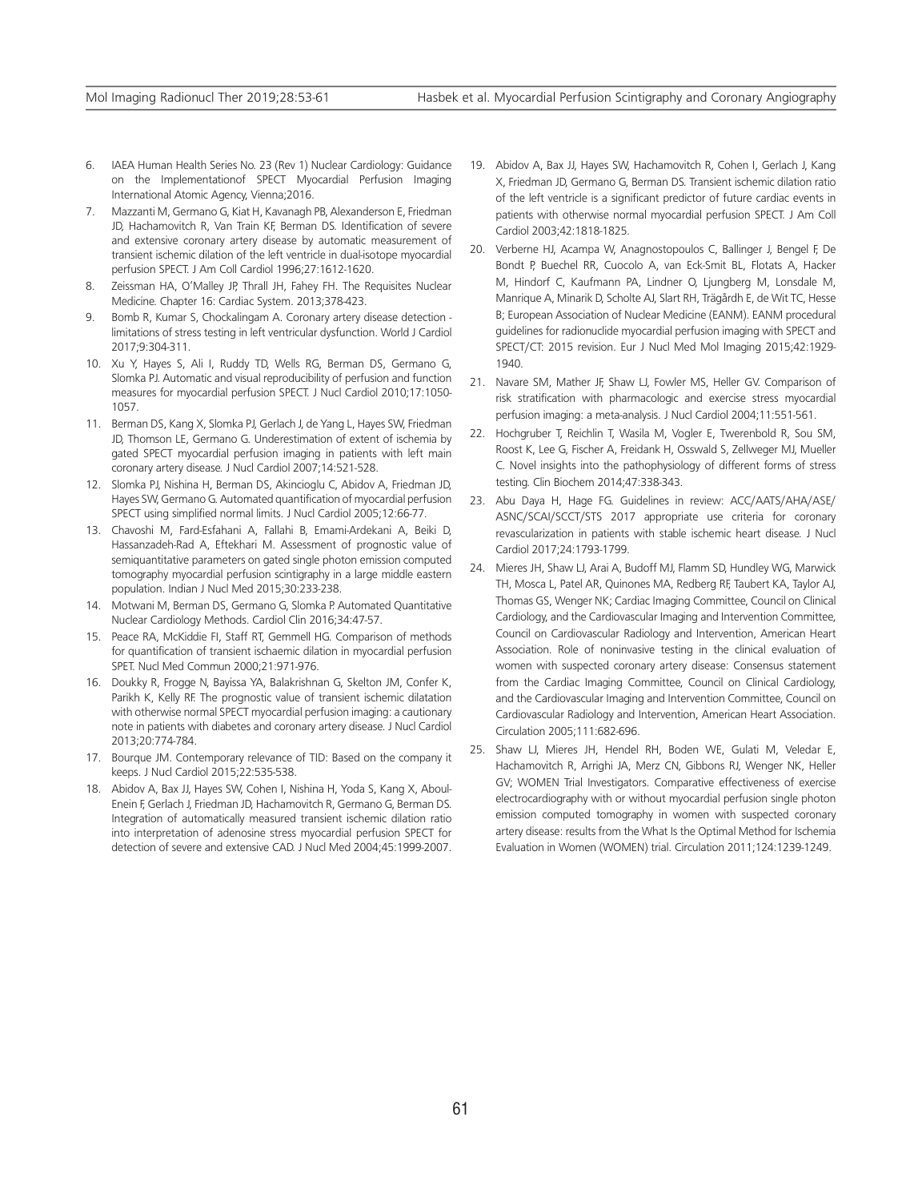6. IAEA Human Health Series No. 23 (Rev 1) Nuclear Cardiology: Guidance on the Implementationof SPECT Myocardial Perfusion Imaging International Atomic Agency, Vienna;2016.
7. Mazzanti M, Germano G, Kiat H, Kavanagh PB, Alexanderson E, Friedman JD, Hachamovitch R, Van Train KF, Berman DS. Identification of severe and extensive coronary artery disease by automatic measurement of transient ischemic dilation of the left ventricle in dual-isotope myocardial perfusion SPECT. J Am Coll Cardiol 1996;27:1612-1620.
8. Zeissman HA, O'Malley JP, Thrall JH, Fahey FH. The Requisites Nuclear Medicine. Chapter 16: Cardiac System. 2013;378-423.
9. Bomb R, Kumar S, Chockalingam A. Coronary artery disease detection - limitations of stress testing in left ventricular dysfunction. World J Cardiol 2017;9:304-311.
10. Xu Y, Hayes S, Ali I, Ruddy TD, Wells RG, Berman DS, Germano G, Slomka PJ. Automatic and visual reproducibility of perfusion and function measures for myocardial perfusion SPECT. J Nucl Cardiol 2010;17:1050-1057.
11. Berman DS, Kang X, Slomka PJ, Gerlach J, de Yang L, Hayes SW, Friedman JD, Thomson LE, Germano G. Underestimation of extent of ischemia by gated SPECT myocardial perfusion imaging in patients with left main coronary artery disease. J Nucl Cardiol 2007;14:521-528.
12. Slomka PJ, Nishina H, Berman DS, Akincioglu C, Abidov A, Friedman JD, Hayes SW, Germano G. Automated quantification of myocardial perfusion SPECT using simplified normal limits. J Nucl Cardiol 2005;12:66-77.
13. Chavoshi M, Fard-Esfahani A, Fallahi B, Emami-Ardekani A, Beiki D, Hassanzadeh-Rad A, Eftekhari M. Assessment of prognostic value of semiquantitative parameters on gated single photon emission computed tomography myocardial perfusion scintigraphy in a large middle eastern population. Indian J Nucl Med 2015;30:233-238.
14. Motwani M, Berman DS, Germano G, Slomka P. Automated Quantitative Nuclear Cardiology Methods. Cardiol Clin 2016;34:47-57.
15. Peace RA, McKiddie FI, Staff RT, Gemmell HG. Comparison of methods for quantification of transient ischaemic dilation in myocardial perfusion SPET. Nucl Med Commun 2000;21:971-976.
16. Doukky R, Frogge N, Bayissa YA, Balakrishnan G, Skelton JM, Confer K, Parikh K, Kelly RF. The prognostic value of transient ischemic dilatation with otherwise normal SPECT myocardial perfusion imaging: a cautionary note in patients with diabetes and coronary artery disease. J Nucl Cardiol 2013;20:774-784.
17. Bourque JM. Contemporary relevance of TID: Based on the company it keeps. J Nucl Cardiol 2015;22:535-538.
18. Abidov A, Bax JJ, Hayes SW, Cohen I, Nishina H, Yoda S, Kang X, Aboul-Enein F, Gerlach J, Friedman JD, Hachamovitch R, Germano G, Berman DS. Integration of automatically measured transient ischemic dilation ratio into interpretation of adenosine stress myocardial perfusion SPECT for detection of severe and extensive CAD. J Nucl Med 2004;45:1999-2007.
19. Abidov A, Bax JJ, Hayes SW, Hachamovitch R, Cohen I, Gerlach J, Kang X, Friedman JD, Germano G, Berman DS. Transient ischemic dilation ratio of the left ventricle is a significant predictor of future cardiac events in patients with otherwise normal myocardial perfusion SPECT. J Am Coll Cardiol 2003;42:1818-1825.
20. Verberne HJ, Acampa W, Anagnostopoulos C, Ballinger J, Bengel F, De Bondt P, Buechel RR, Cuocolo A, van Eck-Smit BL, Flotats A, Hacker M, Hindorf C, Kaufmann PA, Lindner O, Ljungberg M, Lonsdale M, Manrique A, Minarik D, Scholte AJ, Slart RH, Trägårdh E, de Wit TC, Hesse B; European Association of Nuclear Medicine (EANM). EANM procedural guidelines for radionuclide myocardial perfusion imaging with SPECT and SPECT/CT: 2015 revision. Eur J Nucl Med Mol Imaging 2015;42:1929-1940.
21. Navare SM, Mather JF, Shaw LJ, Fowler MS, Heller GV. Comparison of risk stratification with pharmacologic and exercise stress myocardial perfusion imaging: a meta-analysis. J Nucl Cardiol 2004;11:551-561.
22. Hochgruber T, Reichlin T, Wasila M, Vogler E, Twerenbold R, Sou SM, Roost K, Lee G, Fischer A, Freidank H, Osswald S, Zellweger MJ, Mueller C. Novel insights into the pathophysiology of different forms of stress testing. Clin Biochem 2014;47:338-343.
23. Abu Daya H, Hage FG. Guidelines in review: ACC/AATS/AHA/ASE/ASNC/SCAI/SCCT/STS 2017 appropriate use criteria for coronary revascularization in patients with stable ischemic heart disease. J Nucl Cardiol 2017;24:1793-1799.
24. Mieres JH, Shaw LJ, Arai A, Budoff MJ, Flamm SD, Hundley WG, Marwick TH, Mosca L, Patel AR, Quinones MA, Redberg RF, Taubert KA, Taylor AJ, Thomas GS, Wenger NK; Cardiac Imaging Committee, Council on Clinical Cardiology, and the Cardiovascular Imaging and Intervention Committee, Council on Cardiovascular Radiology and Intervention, American Heart Association. Role of noninvasive testing in the clinical evaluation of women with suspected coronary artery disease: Consensus statement from the Cardiac Imaging Committee, Council on Clinical Cardiology, and the Cardiovascular Imaging and Intervention Committee, Council on Cardiovascular Radiology and Intervention, American Heart Association. Circulation 2005;111:682-696.
25. Shaw LJ, Mieres JH, Hendel RH, Boden WE, Gulati M, Veledar E, Hachamovitch R, Arrighi JA, Merz CN, Gibbons RJ, Wenger NK, Heller GV; WOMEN Trial Investigators. Comparative effectiveness of exercise electrocardiography with or without myocardial perfusion single photon emission computed tomography in women with suspected coronary artery disease: results from the What Is the Optimal Method for Ischemia Evaluation in Women (WOMEN) trial. Circulation 2011;124:1239-1249.